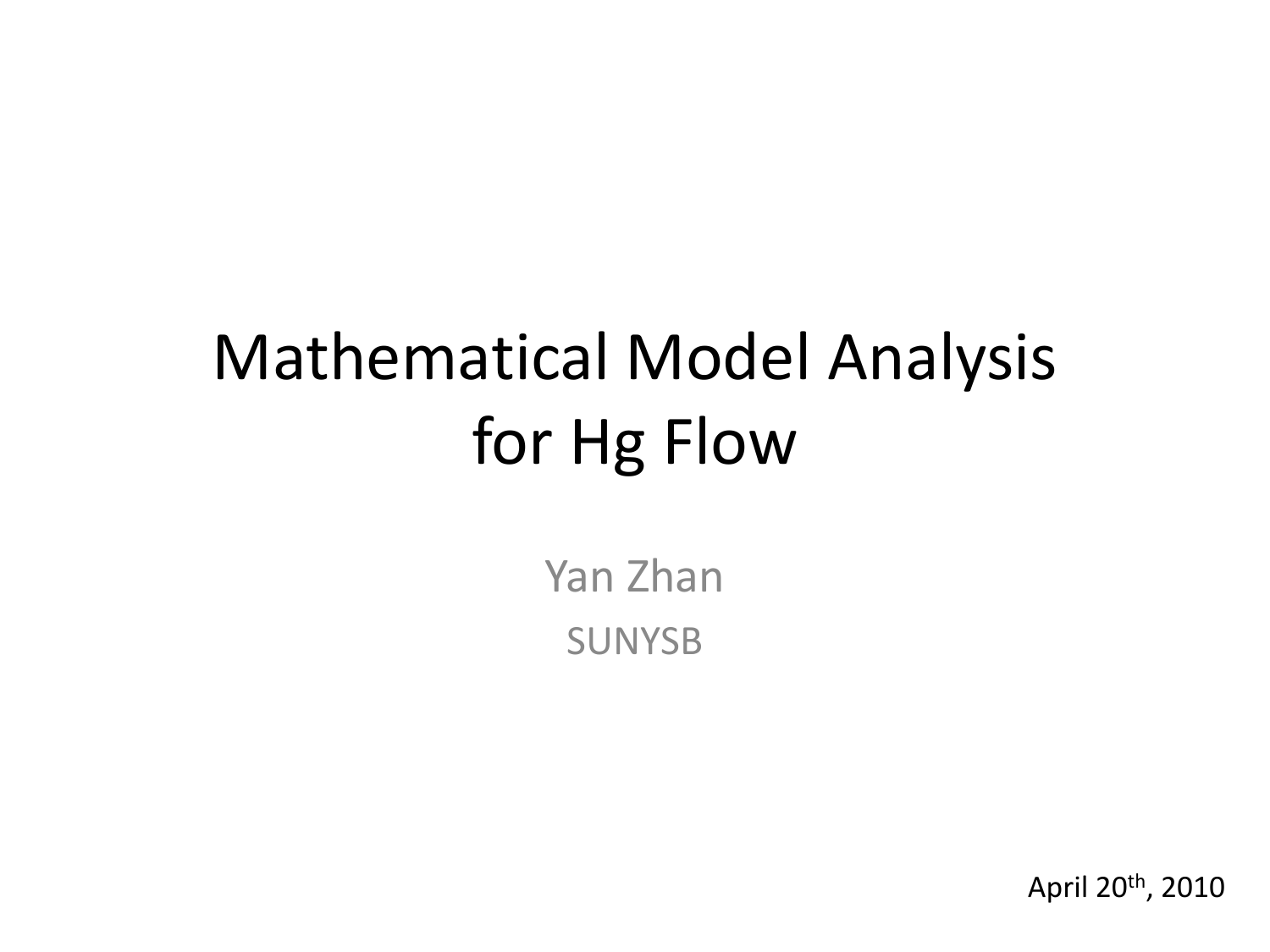# Mathematical Model Analysis for Hg Flow

Yan Zhan

SUNYSB

April 20th, 2010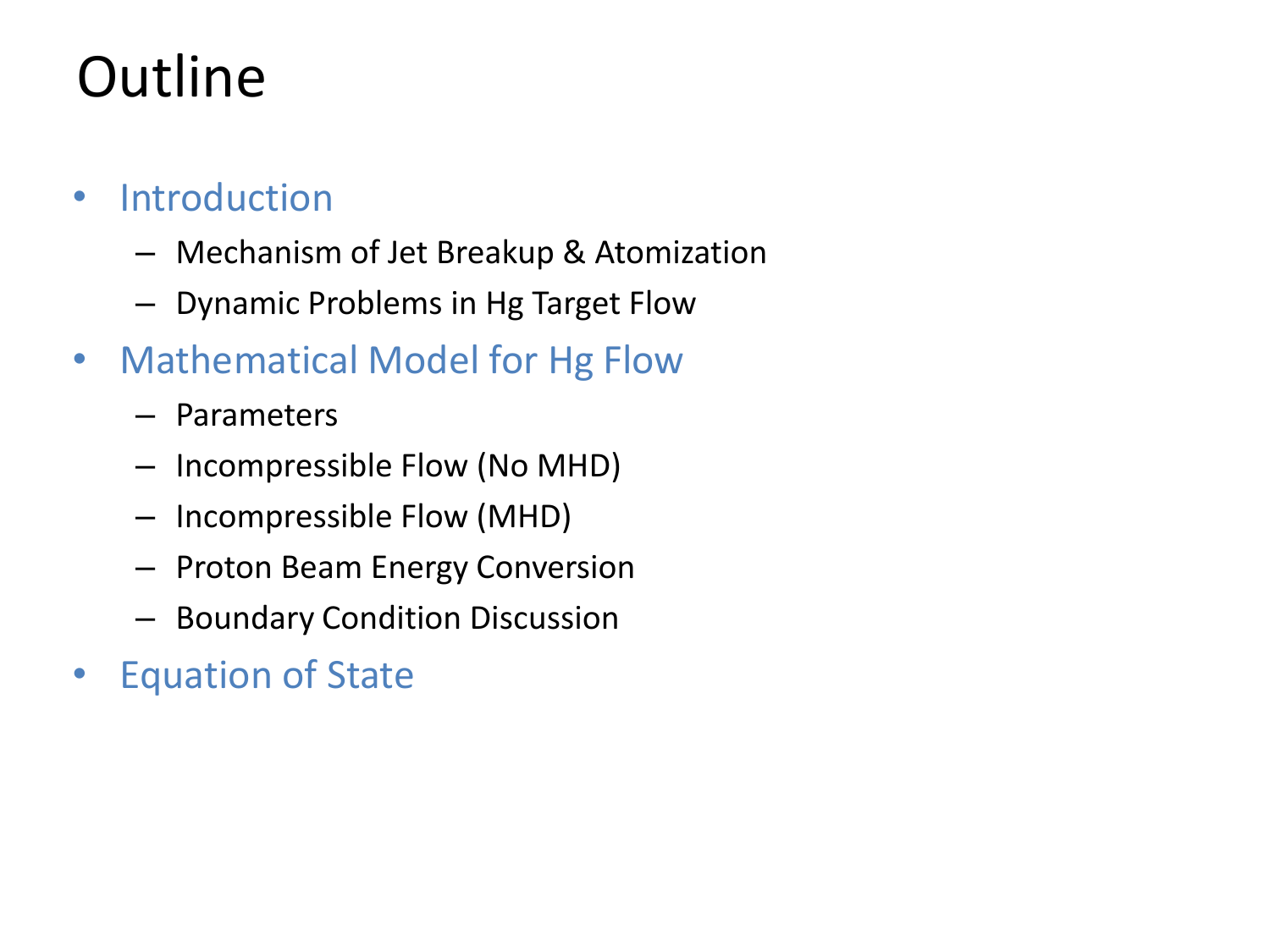# Outline

- Introduction
  - Mechanism of Jet Breakup & Atomization
  - Dynamic Problems in Hg Target Flow
- Mathematical Model for Hg Flow
  - Parameters
  - Incompressible Flow (No MHD)
  - Incompressible Flow (MHD)
  - Proton Beam Energy Conversion
  - Boundary Condition Discussion
- Equation of State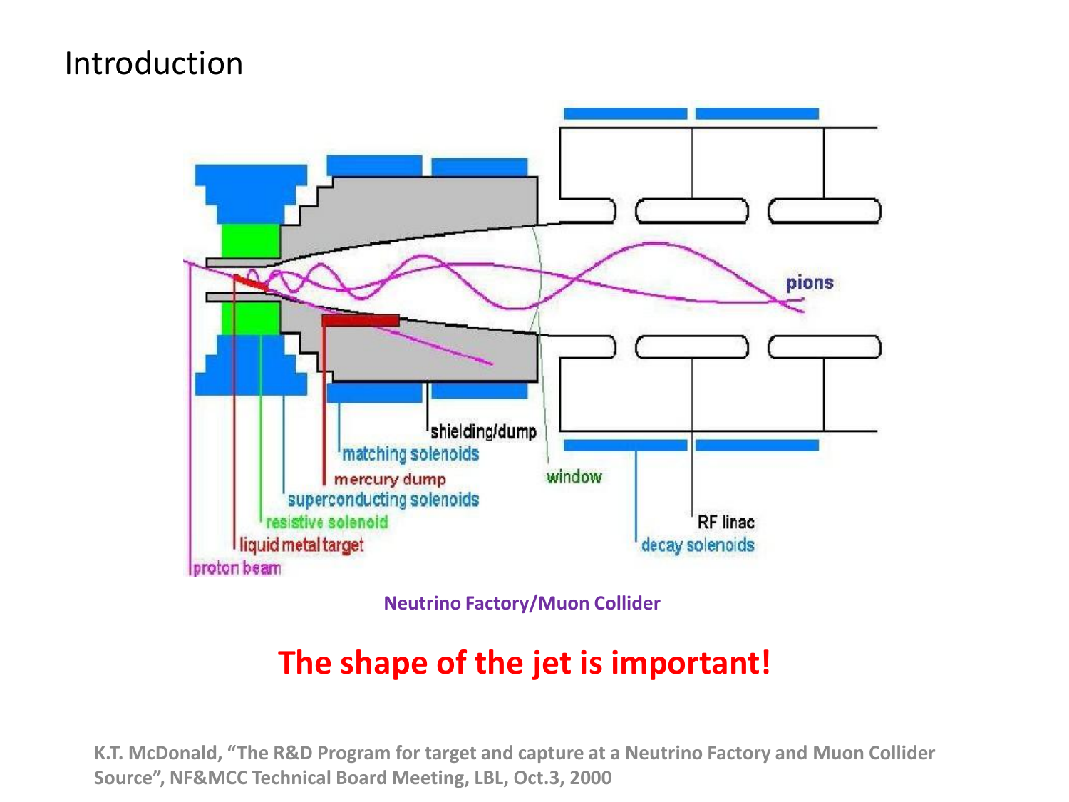# Introduction

Neutrino Factory/Muon Collider

**The shape of the jet is important!**

K.T. McDonald, "The R&D Program for target and capture at a Neutrino Factory and Muon Collider Source", NF&MCC Technical Board Meeting, LBL, Oct.3, 2000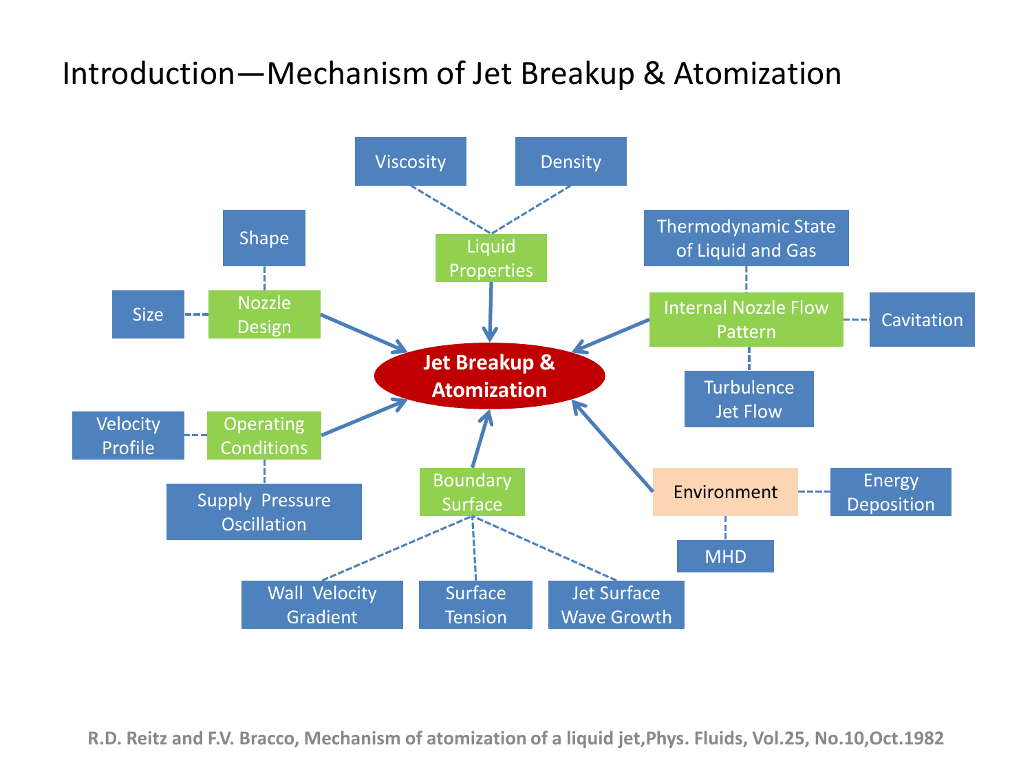# Introduction—Mechanism of Jet Breakup & Atomization

**Jet Breakup & Atomization**

- **Liquid Properties**
  - Viscosity
  - Density
- **Nozzle Design**
  - Shape
  - Size
- **Internal Nozzle Flow Pattern**
  - Thermodynamic State of Liquid and Gas
  - Cavitation
  - Turbulence Jet Flow
- **Operating Conditions**
  - Velocity Profile
  - Supply Pressure Oscillation
- **Boundary Surface**
  - Wall Velocity Gradient
  - Surface Tension
  - Jet Surface Wave Growth
- **Environment**
  - Energy Deposition
  - MHD

R.D. Reitz and F.V. Bracco, Mechanism of atomization of a liquid jet,Phys. Fluids, Vol.25, No.10,Oct.1982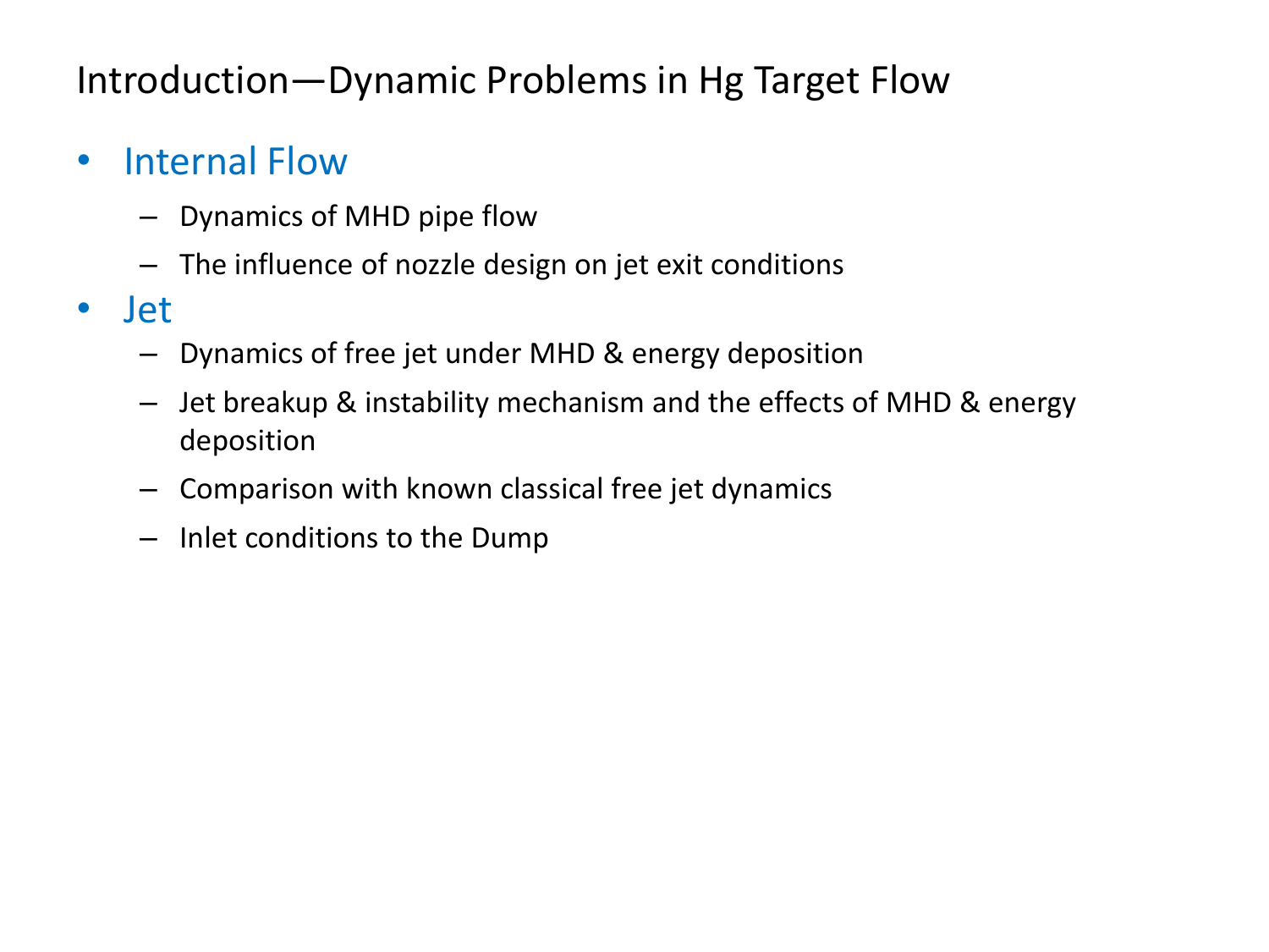# Introduction—Dynamic Problems in Hg Target Flow

- Internal Flow
  - Dynamics of MHD pipe flow
  - The influence of nozzle design on jet exit conditions
- Jet
  - Dynamics of free jet under MHD & energy deposition
  - Jet breakup & instability mechanism and the effects of MHD & energy deposition
  - Comparison with known classical free jet dynamics
  - Inlet conditions to the Dump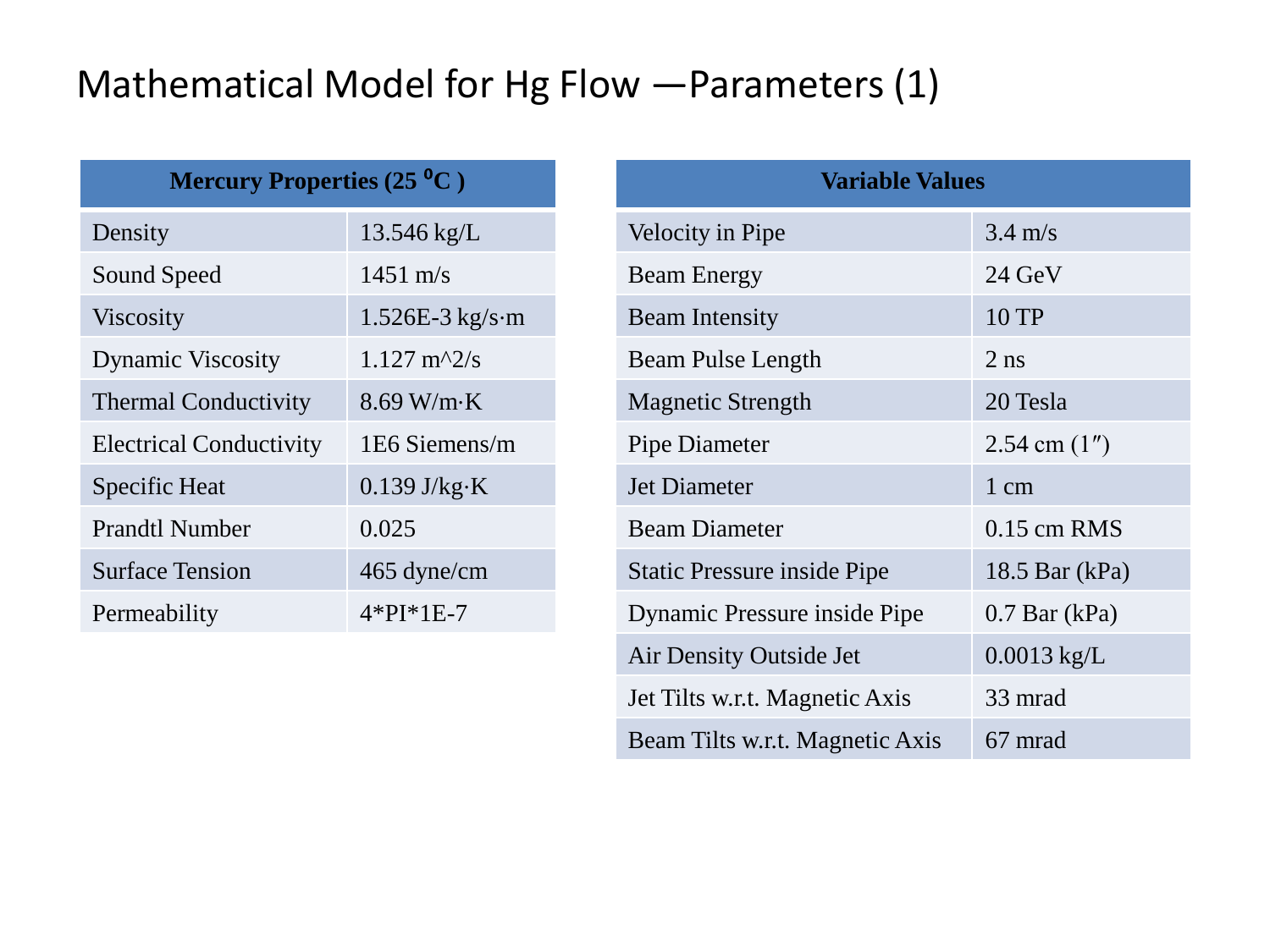# Mathematical Model for Hg Flow —Parameters (1)

| Mercury Properties (25 $^0$C ) | |
|---|---|
| Density | 13.546 kg/L |
| Sound Speed | 1451 m/s |
| Viscosity | 1.526E-3 kg/s·m |
| Dynamic Viscosity | 1.127 m^2/s |
| Thermal Conductivity | 8.69 W/m·K |
| Electrical Conductivity | 1E6 Siemens/m |
| Specific Heat | 0.139 J/kg·K |
| Prandtl Number | 0.025 |
| Surface Tension | 465 dyne/cm |
| Permeability | 4*PI*1E-7 |

| Variable Values | |
|---|---|
| Velocity in Pipe | 3.4 m/s |
| Beam Energy | 24 GeV |
| Beam Intensity | 10 TP |
| Beam Pulse Length | 2 ns |
| Magnetic Strength | 20 Tesla |
| Pipe Diameter | 2.54 cm (1″) |
| Jet Diameter | 1 cm |
| Beam Diameter | 0.15 cm RMS |
| Static Pressure inside Pipe | 18.5 Bar (kPa) |
| Dynamic Pressure inside Pipe | 0.7 Bar (kPa) |
| Air Density Outside Jet | 0.0013 kg/L |
| Jet Tilts w.r.t. Magnetic Axis | 33 mrad |
| Beam Tilts w.r.t. Magnetic Axis | 67 mrad |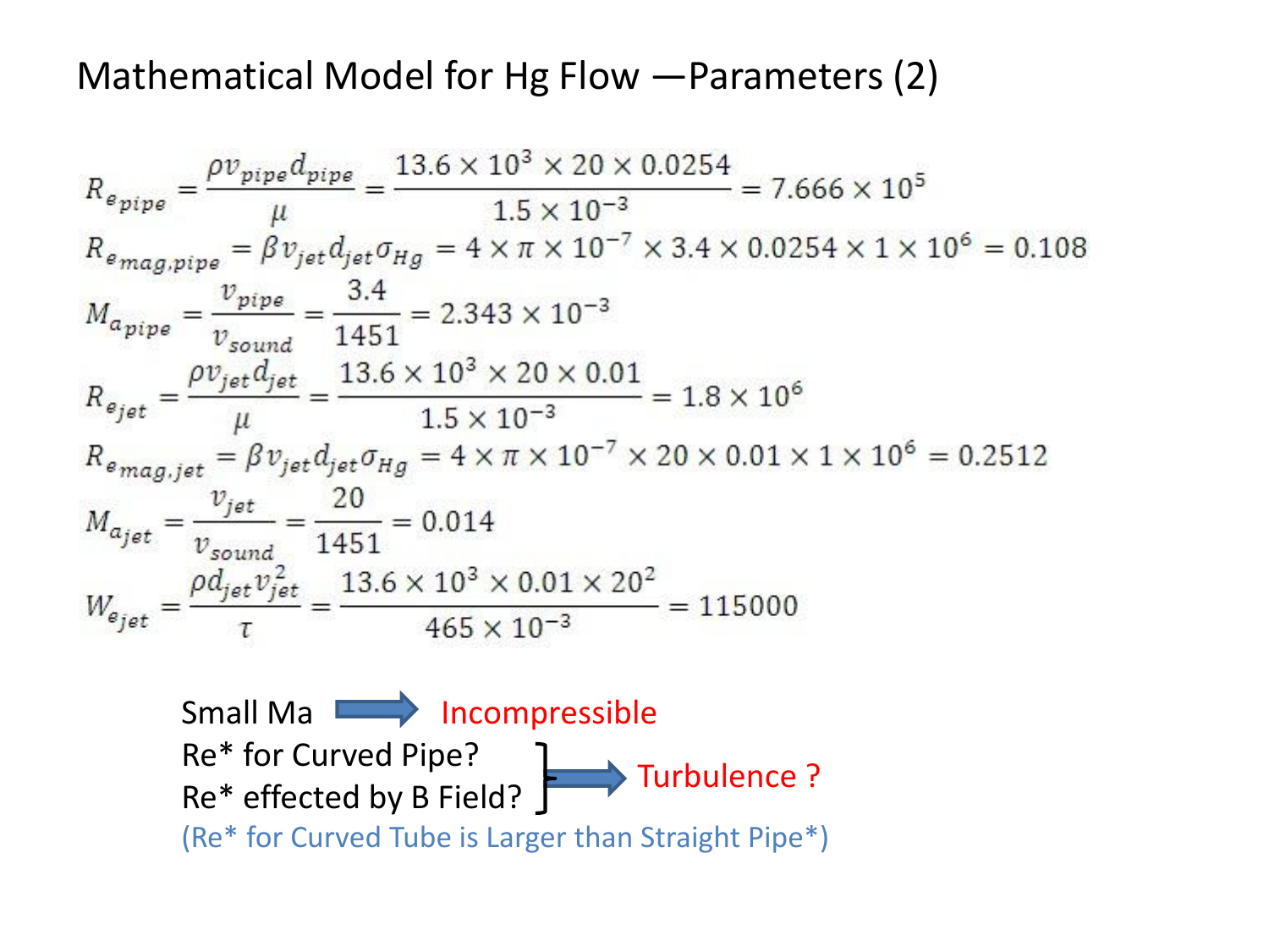# Mathematical Model for Hg Flow —Parameters (2)

$$R_{e_{pipe}} = \frac{\rho v_{pipe} d_{pipe}}{\mu} = \frac{13.6 \times 10^3 \times 20 \times 0.0254}{1.5 \times 10^{-3}} = 7.666 \times 10^5$$

$$R_{e_{mag,pipe}} = \beta v_{jet} d_{jet} \sigma_{Hg} = 4 \times \pi \times 10^{-7} \times 3.4 \times 0.0254 \times 1 \times 10^6 = 0.108$$

$$M_{a_{pipe}} = \frac{v_{pipe}}{v_{sound}} = \frac{3.4}{1451} = 2.343 \times 10^{-3}$$

$$R_{e_{jet}} = \frac{\rho v_{jet} d_{jet}}{\mu} = \frac{13.6 \times 10^3 \times 20 \times 0.01}{1.5 \times 10^{-3}} = 1.8 \times 10^6$$

$$R_{e_{mag,jet}} = \beta v_{jet} d_{jet} \sigma_{Hg} = 4 \times \pi \times 10^{-7} \times 20 \times 0.01 \times 1 \times 10^6 = 0.2512$$

$$M_{a_{jet}} = \frac{v_{jet}}{v_{sound}} = \frac{20}{1451} = 0.014$$

$$W_{e_{jet}} = \frac{\rho d_{jet} v_{jet}^2}{\tau} = \frac{13.6 \times 10^3 \times 0.01 \times 20^2}{465 \times 10^{-3}} = 115000$$

Small Ma ⇒ Incompressible

Re* for Curved Pipe?
Re* effected by B Field? } ⇒ Turbulence ?

(Re* for Curved Tube is Larger than Straight Pipe*)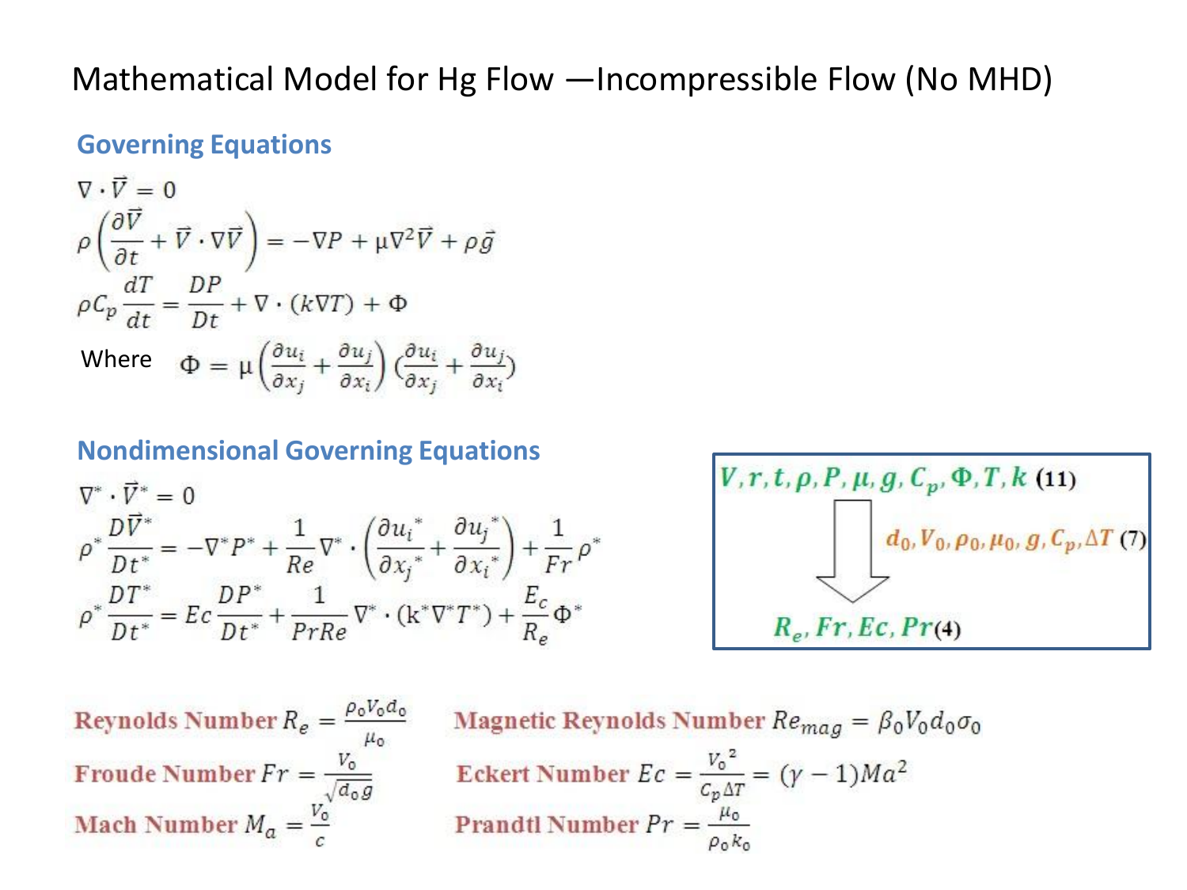# Mathematical Model for Hg Flow —Incompressible Flow (No MHD)

## Governing Equations

$$\nabla \cdot \vec{V} = 0$$

$$\rho\left(\frac{\partial \vec{V}}{\partial t} + \vec{V} \cdot \nabla \vec{V}\right) = -\nabla P + \mu \nabla^2 \vec{V} + \rho \vec{g}$$

$$\rho C_p \frac{dT}{dt} = \frac{DP}{Dt} + \nabla \cdot (k \nabla T) + \Phi$$

Where $\Phi = \mu\left(\frac{\partial u_i}{\partial x_j} + \frac{\partial u_j}{\partial x_i}\right)\left(\frac{\partial u_i}{\partial x_j} + \frac{\partial u_j}{\partial x_i}\right)$

## Nondimensional Governing Equations

$$\nabla^* \cdot \vec{V}^* = 0$$

$$\rho^* \frac{D\vec{V}^*}{Dt^*} = -\nabla^* P^* + \frac{1}{Re} \nabla^* \cdot \left(\frac{\partial u_i^*}{\partial x_j^*} + \frac{\partial u_j^*}{\partial x_i^*}\right) + \frac{1}{Fr} \rho^*$$

$$\rho^* \frac{DT^*}{Dt^*} = Ec \frac{DP^*}{Dt^*} + \frac{1}{PrRe} \nabla^* \cdot (k^* \nabla^* T^*) + \frac{E_c}{R_e} \Phi^*$$

$V, r, t, \rho, P, \mu, g, C_p, \Phi, T, k$ (11)

↓ $d_0, V_0, \rho_0, \mu_0, g, C_p, \Delta T$ (7)

$R_e, Fr, Ec, Pr$ (4)

**Reynolds Number** $R_e = \frac{\rho_0 V_0 d_0}{\mu_0}$

**Froude Number** $Fr = \frac{V_0}{\sqrt{d_0 g}}$

**Mach Number** $M_a = \frac{V_0}{c}$

**Magnetic Reynolds Number** $Re_{mag} = \beta_0 V_0 d_0 \sigma_0$

**Eckert Number** $Ec = \frac{{V_0}^2}{C_p \Delta T} = (\gamma - 1) Ma^2$

**Prandtl Number** $Pr = \frac{\mu_0}{\rho_0 k_0}$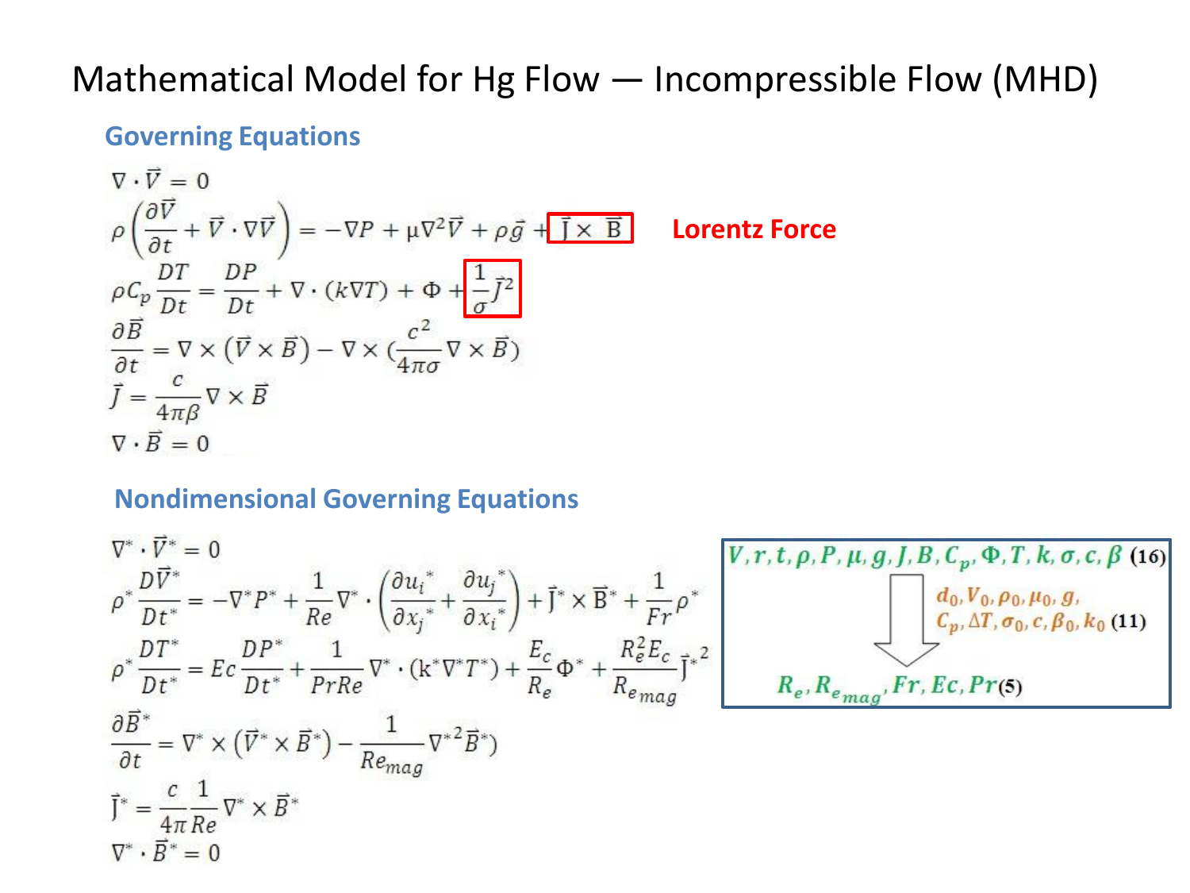# Mathematical Model for Hg Flow — Incompressible Flow (MHD)

## Governing Equations

$$\nabla \cdot \vec{V} = 0$$

$$\rho\left(\frac{\partial \vec{V}}{\partial t} + \vec{V} \cdot \nabla \vec{V}\right) = -\nabla P + \mu \nabla^2 \vec{V} + \rho \vec{g} + \boxed{\vec{J} \times \vec{B}}$$

**Lorentz Force**

$$\rho C_p \frac{DT}{Dt} = \frac{DP}{Dt} + \nabla \cdot (k \nabla T) + \Phi + \boxed{\frac{1}{\sigma}\vec{J}^2}$$

$$\frac{\partial \vec{B}}{\partial t} = \nabla \times (\vec{V} \times \vec{B}) - \nabla \times \left(\frac{c^2}{4\pi\sigma} \nabla \times \vec{B}\right)$$

$$\vec{J} = \frac{c}{4\pi\beta} \nabla \times \vec{B}$$

$$\nabla \cdot \vec{B} = 0$$

## Nondimensional Governing Equations

$$\nabla^* \cdot \vec{V}^* = 0$$

$$\rho^* \frac{D\vec{V}^*}{Dt^*} = -\nabla^* P^* + \frac{1}{Re} \nabla^* \cdot \left(\frac{\partial u_i^*}{\partial x_j^*} + \frac{\partial u_j^*}{\partial x_i^*}\right) + \vec{J}^* \times \vec{B}^* + \frac{1}{Fr} \rho^*$$

$$\rho^* \frac{DT^*}{Dt^*} = Ec \frac{DP^*}{Dt^*} + \frac{1}{PrRe} \nabla^* \cdot (k^* \nabla^* T^*) + \frac{E_c}{R_e} \Phi^* + \frac{R_e^2 E_c}{R_{e_{mag}}} \vec{J}^{*2}$$

$$\frac{\partial \vec{B}^*}{\partial t} = \nabla^* \times (\vec{V}^* \times \vec{B}^*) - \frac{1}{Re_{mag}} \nabla^{*2} \vec{B}^*)$$

$$\vec{J}^* = \frac{c}{4\pi} \frac{1}{Re} \nabla^* \times \vec{B}^*$$

$$\nabla^* \cdot \vec{B}^* = 0$$

$V, r, t, \rho, P, \mu, g, J, B, C_p, \Phi, T, k, \sigma, c, \beta$ (16)

↓ $d_0, V_0, \rho_0, \mu_0, g, C_p, \Delta T, \sigma_0, c, \beta_0, k_0$ (11)

$R_e, R_{e_{mag}}, Fr, Ec, Pr$ (5)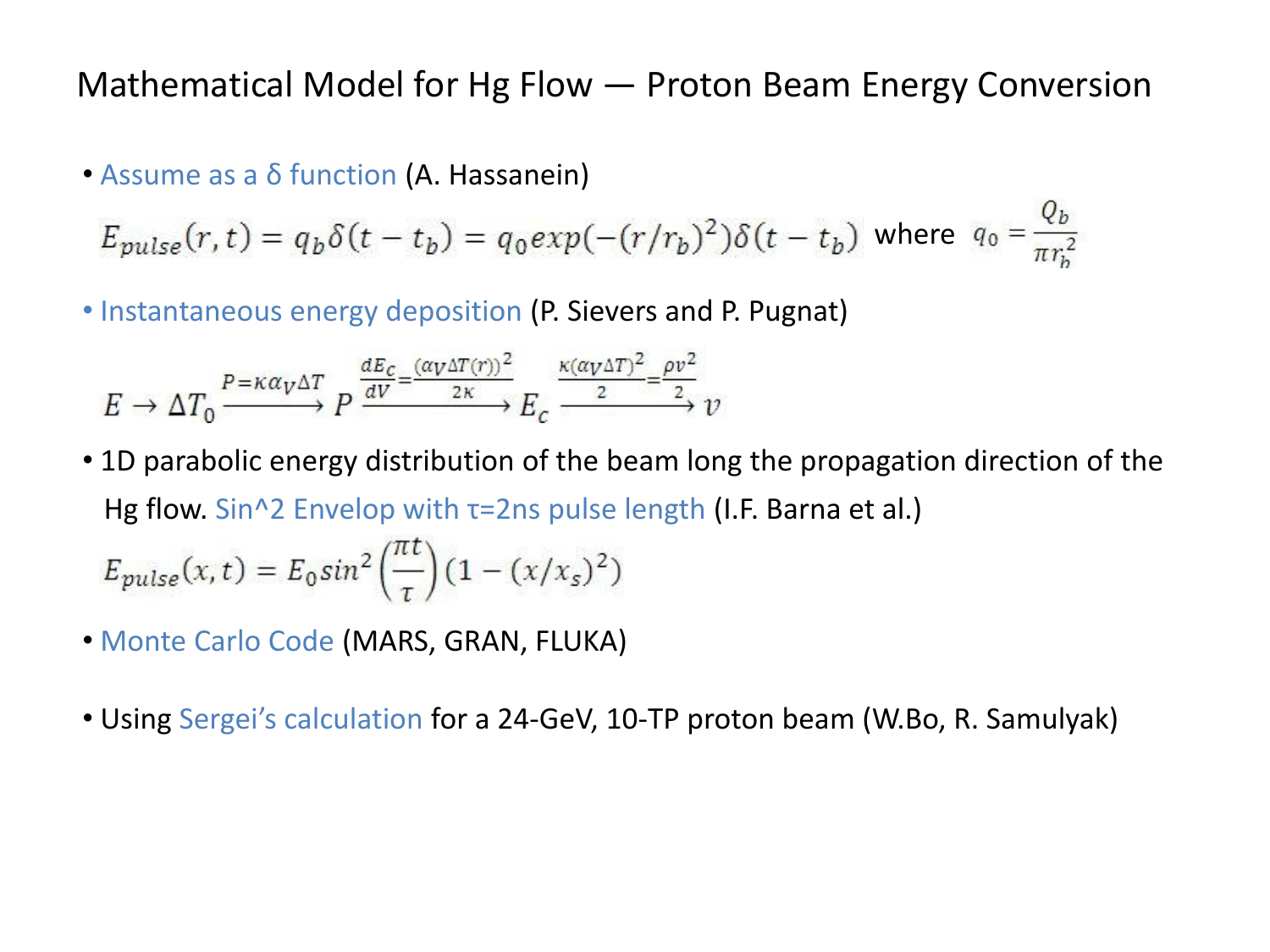# Mathematical Model for Hg Flow — Proton Beam Energy Conversion

- Assume as a δ function (A. Hassanein)

$$E_{pulse}(r,t) = q_b \delta(t - t_b) = q_0 exp(-(r/r_b)^2)\delta(t - t_b) \text{ where } q_0 = \frac{Q_b}{\pi r_b^2}$$

- Instantaneous energy deposition (P. Sievers and P. Pugnat)

$$E \rightarrow \Delta T_0 \xrightarrow{P = \kappa \alpha_V \Delta T} P \xrightarrow{\frac{dE_C}{dV} = \frac{(\alpha_V \Delta T(r))^2}{2\kappa}} E_c \xrightarrow{\frac{\kappa(\alpha_V \Delta T)^2}{2} = \frac{\rho v^2}{2}} v$$

- 1D parabolic energy distribution of the beam long the propagation direction of the Hg flow. Sin^2 Envelop with τ=2ns pulse length (I.F. Barna et al.)

$$E_{pulse}(x,t) = E_0 sin^2\left(\frac{\pi t}{\tau}\right)(1 - (x/x_s)^2)$$

- Monte Carlo Code (MARS, GRAN, FLUKA)

- Using Sergei's calculation for a 24-GeV, 10-TP proton beam (W.Bo, R. Samulyak)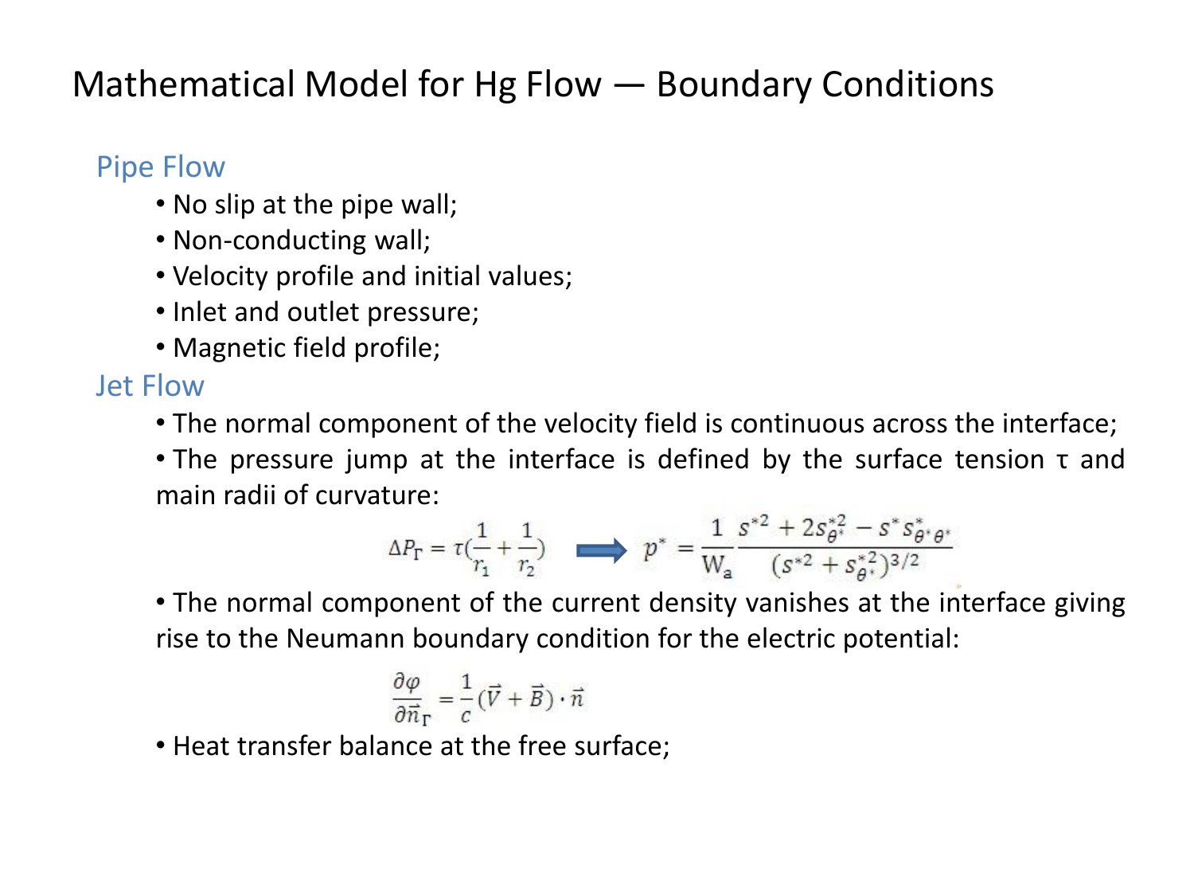# Mathematical Model for Hg Flow — Boundary Conditions

## Pipe Flow

- No slip at the pipe wall;
- Non-conducting wall;
- Velocity profile and initial values;
- Inlet and outlet pressure;
- Magnetic field profile;

## Jet Flow

- The normal component of the velocity field is continuous across the interface;
- The pressure jump at the interface is defined by the surface tension τ and main radii of curvature:

$$\Delta P_\Gamma = \tau\left(\frac{1}{r_1} + \frac{1}{r_2}\right) \Longrightarrow p^* = \frac{1}{\mathrm{W_a}} \frac{s^{*2} + 2s_{\theta^*}^{*2} - s^* s_{\theta^*\theta^*}^*}{(s^{*2} + s_{\theta^*}^{*2})^{3/2}}$$

- The normal component of the current density vanishes at the interface giving rise to the Neumann boundary condition for the electric potential:

$$\frac{\partial \varphi}{\partial \vec{n}_\Gamma} = \frac{1}{c}(\vec{V} + \vec{B}) \cdot \vec{n}$$

- Heat transfer balance at the free surface;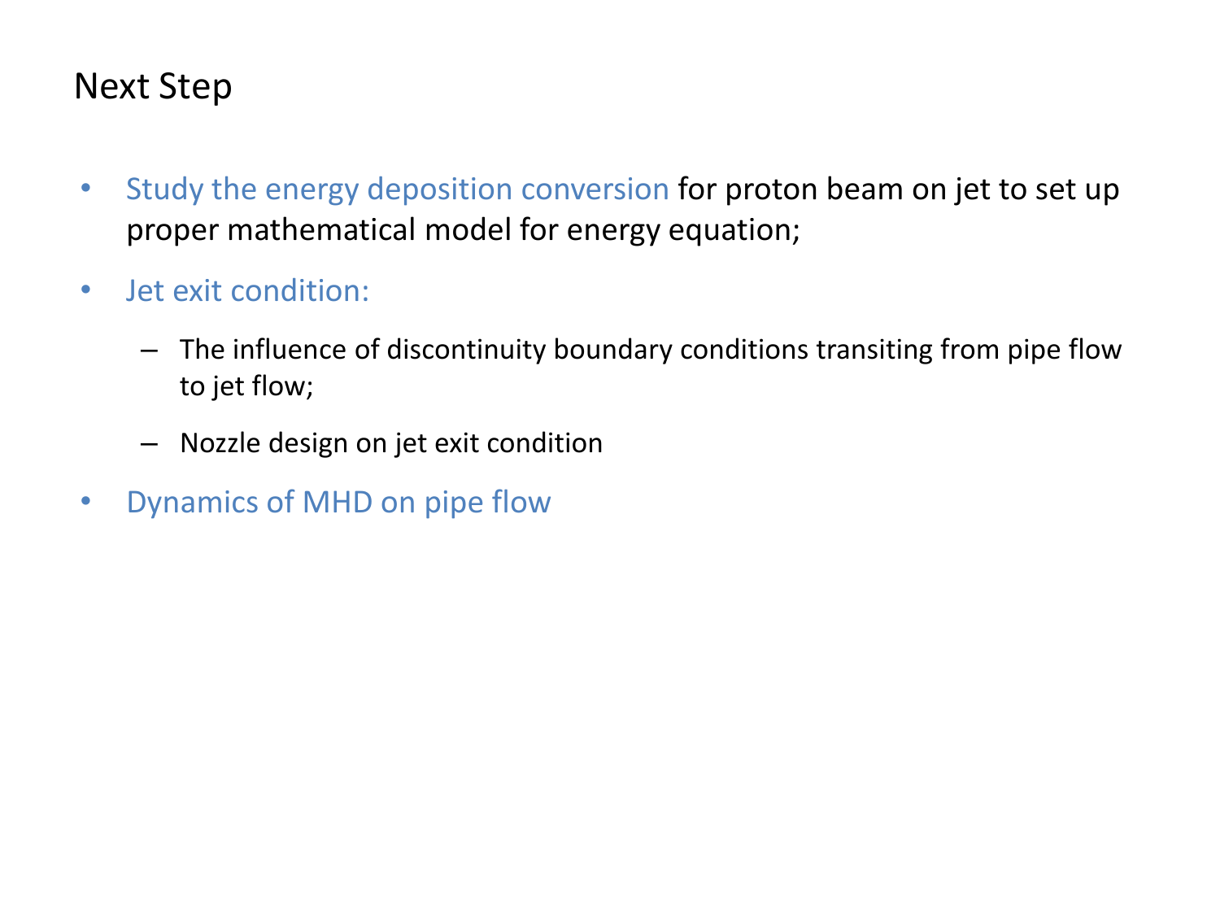# Next Step

- Study the energy deposition conversion for proton beam on jet to set up proper mathematical model for energy equation;
- Jet exit condition:
  - The influence of discontinuity boundary conditions transiting from pipe flow to jet flow;
  - Nozzle design on jet exit condition
- Dynamics of MHD on pipe flow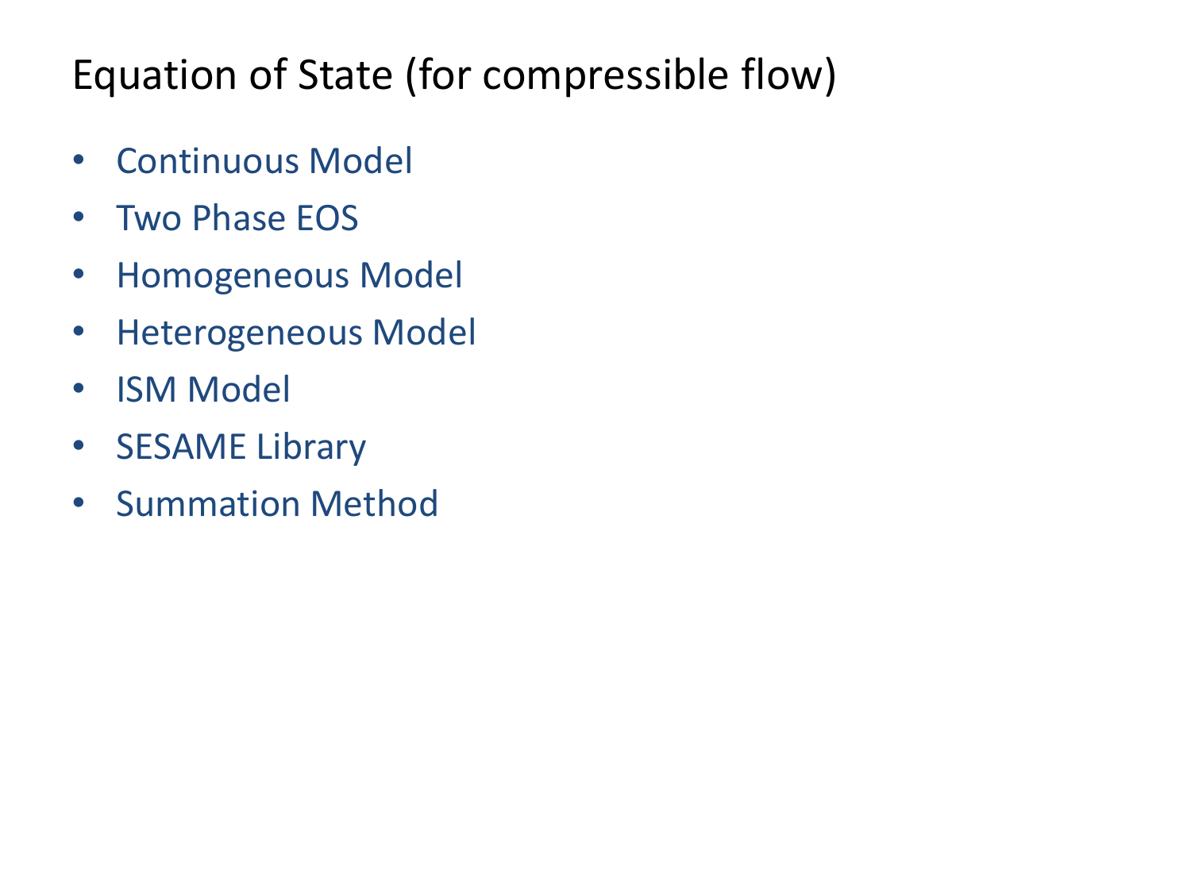# Equation of State (for compressible flow)

- Continuous Model
- Two Phase EOS
- Homogeneous Model
- Heterogeneous Model
- ISM Model
- SESAME Library
- Summation Method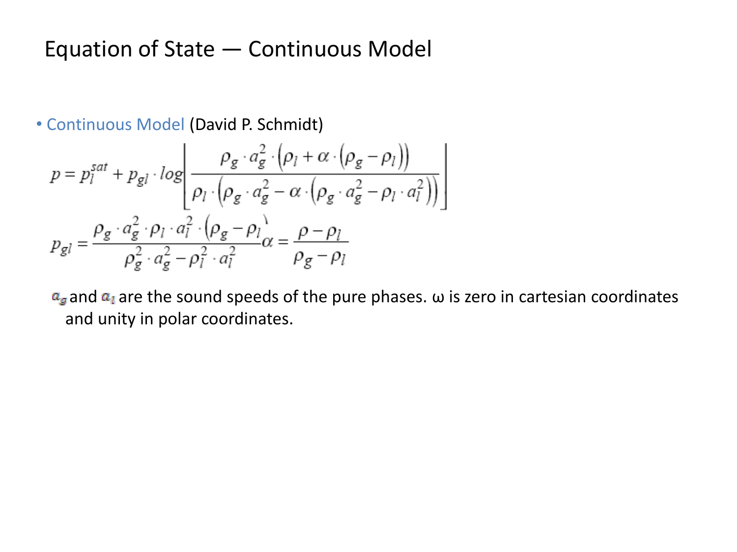# Equation of State — Continuous Model

- Continuous Model (David P. Schmidt)

$$p = p_l^{sat} + p_{gl} \cdot log\left[\frac{\rho_g \cdot a_g^2 \cdot \left(\rho_l + \alpha \cdot \left(\rho_g - \rho_l\right)\right)}{\rho_l \cdot \left(\rho_g \cdot a_g^2 - \alpha \cdot \left(\rho_g \cdot a_g^2 - \rho_l \cdot a_l^2\right)\right)}\right]$$

$$p_{gl} = \frac{\rho_g \cdot a_g^2 \cdot \rho_l \cdot a_l^2 \cdot \left(\rho_g - \rho_l\right)}{\rho_g^2 \cdot a_g^2 - \rho_l^2 \cdot a_l^2} \quad \alpha = \frac{\rho - \rho_l}{\rho_g - \rho_l}$$

$a_g$ and $a_l$ are the sound speeds of the pure phases. ω is zero in cartesian coordinates and unity in polar coordinates.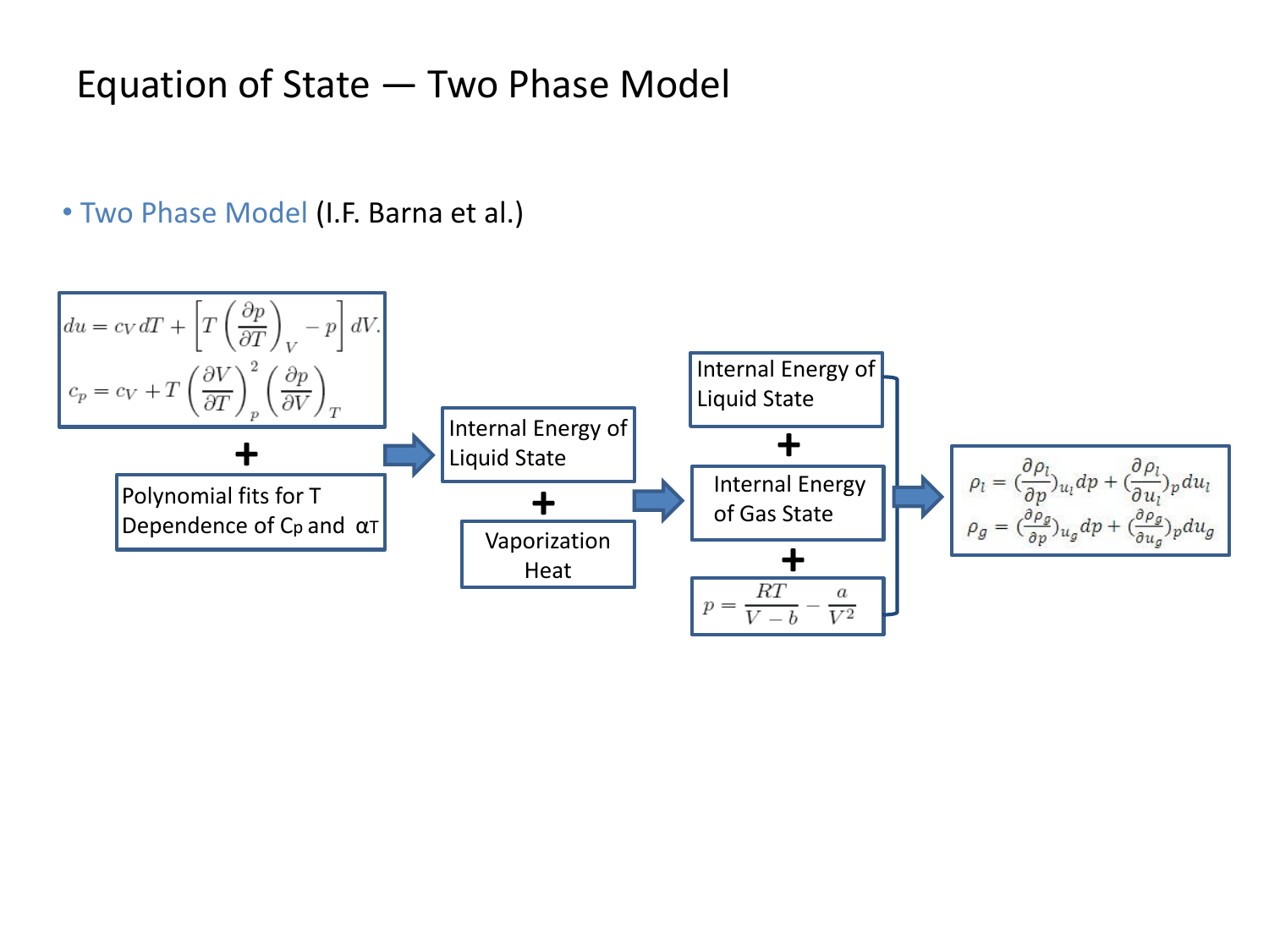# Equation of State — Two Phase Model

- Two Phase Model (I.F. Barna et al.)

$$du = c_V dT + \left[T\left(\frac{\partial p}{\partial T}\right)_V - p\right] dV.$$

$$c_p = c_V + T\left(\frac{\partial V}{\partial T}\right)_p^2 \left(\frac{\partial p}{\partial V}\right)_T$$

**+**

Polynomial fits for T Dependence of $C_p$ and $\alpha_T$

→

Internal Energy of Liquid State

**+**

Vaporization Heat

→

Internal Energy of Liquid State

**+**

Internal Energy of Gas State

**+**

$$p = \frac{RT}{V-b} - \frac{a}{V^2}$$

→

$$\rho_l = \left(\frac{\partial \rho_l}{\partial p}\right)_{u_l} dp + \left(\frac{\partial \rho_l}{\partial u_l}\right)_p du_l$$

$$\rho_g = \left(\frac{\partial \rho_g}{\partial p}\right)_{u_g} dp + \left(\frac{\partial \rho_g}{\partial u_g}\right)_p du_g$$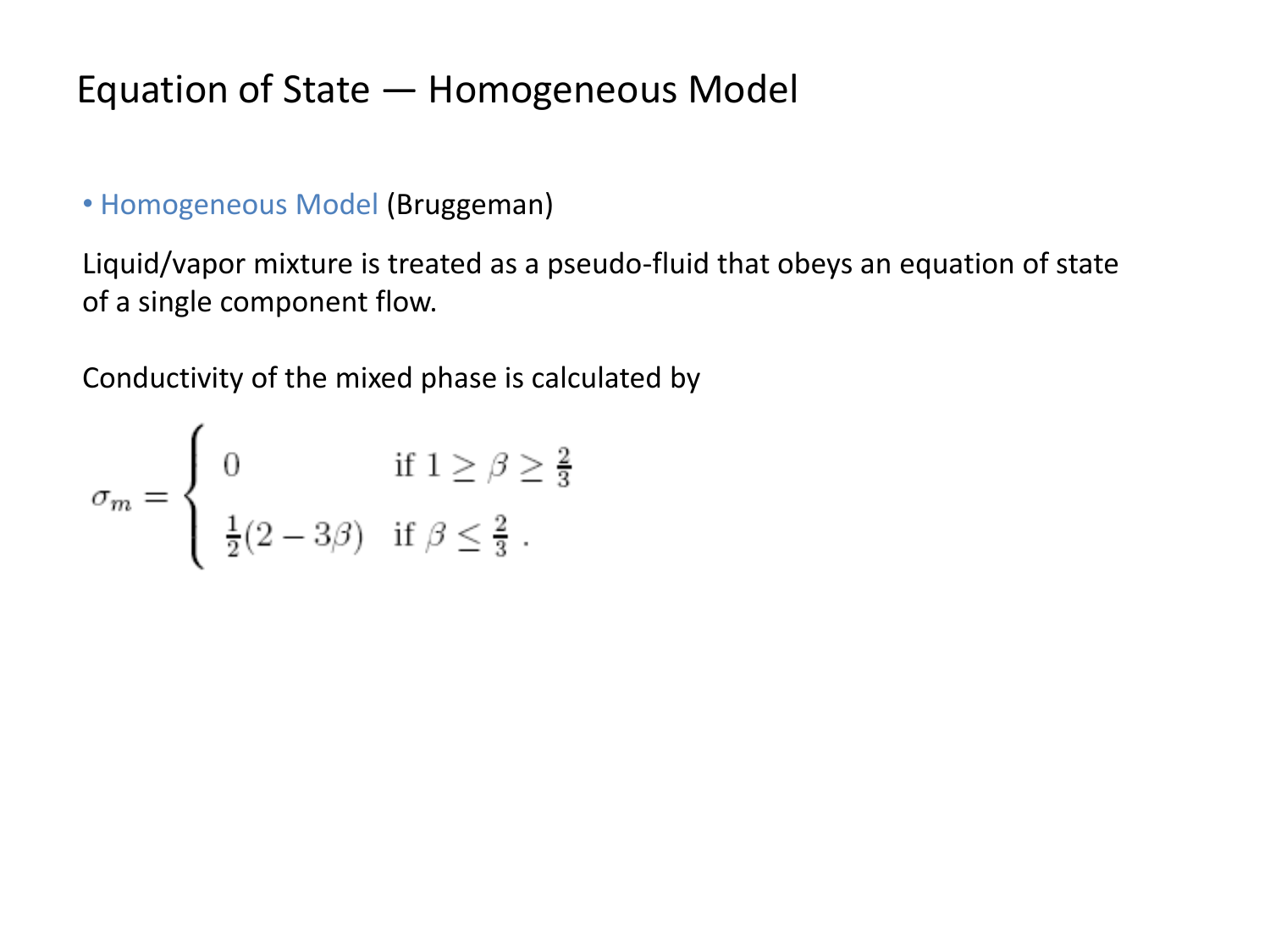# Equation of State — Homogeneous Model

- Homogeneous Model (Bruggeman)

Liquid/vapor mixture is treated as a pseudo-fluid that obeys an equation of state of a single component flow.

Conductivity of the mixed phase is calculated by

$$
\sigma_m = \begin{cases} 0 & \text{if } 1 \geq \beta \geq \frac{2}{3} \\ \frac{1}{2}(2 - 3\beta) & \text{if } \beta \leq \frac{2}{3} \; . \end{cases}
$$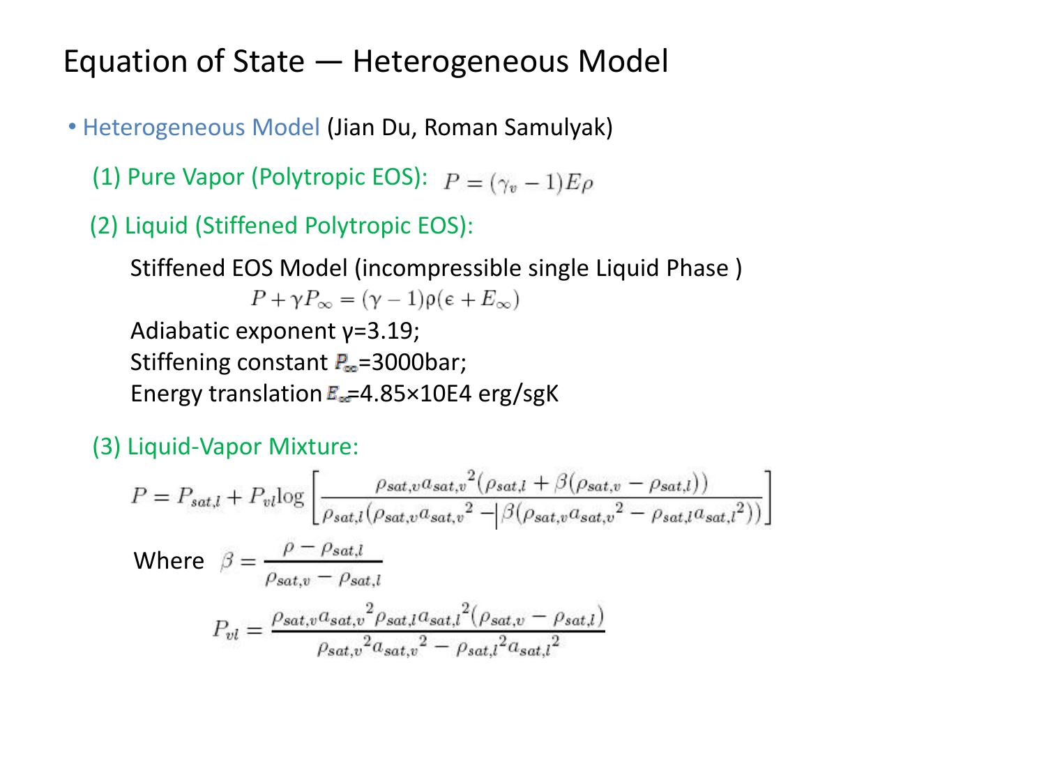# Equation of State — Heterogeneous Model

- Heterogeneous Model (Jian Du, Roman Samulyak)

  (1) Pure Vapor (Polytropic EOS): $P = (\gamma_v - 1)E\rho$

  (2) Liquid (Stiffened Polytropic EOS):

  Stiffened EOS Model (incompressible single Liquid Phase )

  $$P + \gamma P_\infty = (\gamma - 1)\rho(\epsilon + E_\infty)$$

  Adiabatic exponent γ=3.19;

  Stiffening constant $P_\infty$=3000bar;

  Energy translation $E_\infty$=4.85×10E4 erg/sgK

  (3) Liquid-Vapor Mixture:

  $$P = P_{sat,l} + P_{vl}\log\left[\frac{\rho_{sat,v}{a_{sat,v}}^2(\rho_{sat,l} + \beta(\rho_{sat,v} - \rho_{sat,l}))}{\rho_{sat,l}(\rho_{sat,v}{a_{sat,v}}^2 - \beta(\rho_{sat,v}{a_{sat,v}}^2 - \rho_{sat,l}{a_{sat,l}}^2))}\right]$$

  Where $\beta = \dfrac{\rho - \rho_{sat,l}}{\rho_{sat,v} - \rho_{sat,l}}$

  $$P_{vl} = \frac{\rho_{sat,v}{a_{sat,v}}^2\rho_{sat,l}{a_{sat,l}}^2(\rho_{sat,v} - \rho_{sat,l})}{{\rho_{sat,v}}^2{a_{sat,v}}^2 - {\rho_{sat,l}}^2{a_{sat,l}}^2}$$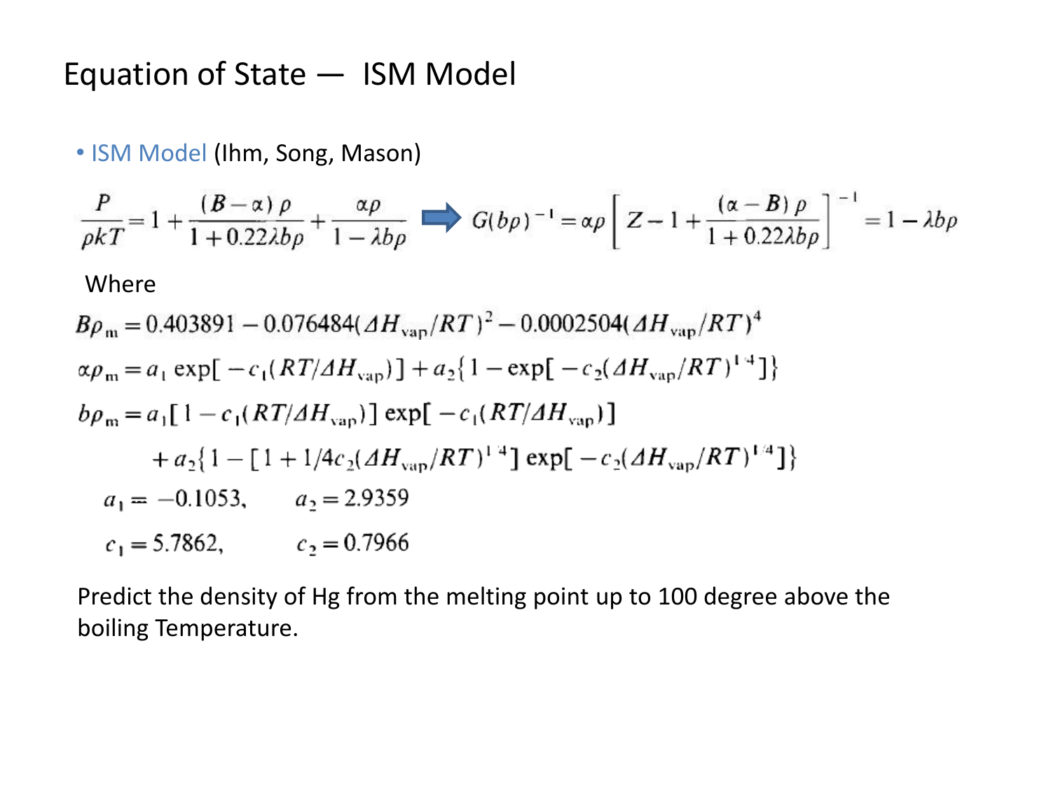# Equation of State — ISM Model

- ISM Model (Ihm, Song, Mason)

$$\frac{P}{\rho kT} = 1 + \frac{(B-\alpha)\rho}{1+0.22\lambda b\rho} + \frac{\alpha\rho}{1-\lambda b\rho} \Rightarrow G(b\rho)^{-1} = \alpha\rho\left[Z - 1 + \frac{(\alpha - B)\rho}{1+0.22\lambda b\rho}\right]^{-1} = 1 - \lambda b\rho$$

Where

$$B\rho_m = 0.403891 - 0.076484(\Delta H_{vap}/RT)^2 - 0.0002504(\Delta H_{vap}/RT)^4$$

$$\alpha\rho_m = a_1 \exp[-c_1(RT/\Delta H_{vap})] + a_2\{1 - \exp[-c_2(\Delta H_{vap}/RT)^{1/4}]\}$$

$$b\rho_m = a_1[1 - c_1(RT/\Delta H_{vap})]\exp[-c_1(RT/\Delta H_{vap})] + a_2\{1 - [1 + 1/4c_2(\Delta H_{vap}/RT)^{1/4}]\exp[-c_2(\Delta H_{vap}/RT)^{1/4}]\}$$

$$a_1 = -0.1053, \qquad a_2 = 2.9359$$

$$c_1 = 5.7862, \qquad c_2 = 0.7966$$

Predict the density of Hg from the melting point up to 100 degree above the boiling Temperature.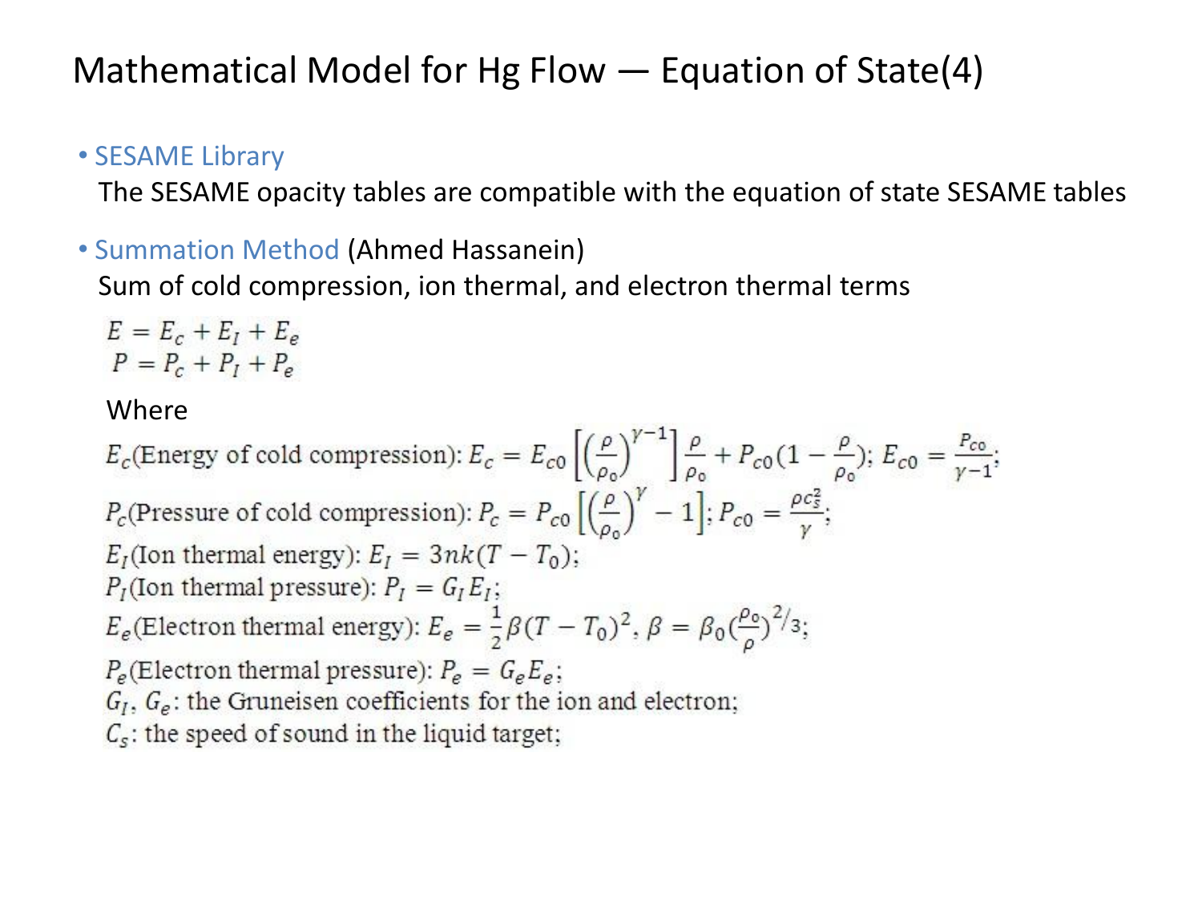# Mathematical Model for Hg Flow — Equation of State(4)

- SESAME Library

  The SESAME opacity tables are compatible with the equation of state SESAME tables

- Summation Method (Ahmed Hassanein)

  Sum of cold compression, ion thermal, and electron thermal terms

$$E = E_c + E_I + E_e$$
$$P = P_c + P_I + P_e$$

Where

$E_c$(Energy of cold compression): $E_c = E_{c0}\left[\left(\frac{\rho}{\rho_0}\right)^{\gamma-1}\right]\frac{\rho}{\rho_0} + P_{c0}(1-\frac{\rho}{\rho_0})$; $E_{c0} = \frac{P_{c0}}{\gamma-1}$;

$P_c$(Pressure of cold compression): $P_c = P_{c0}\left[\left(\frac{\rho}{\rho_0}\right)^{\gamma} - 1\right]$; $P_{c0} = \frac{\rho c_s^2}{\gamma}$;

$E_I$(Ion thermal energy): $E_I = 3nk(T - T_0)$;

$P_I$(Ion thermal pressure): $P_I = G_I E_I$;

$E_e$(Electron thermal energy): $E_e = \frac{1}{2}\beta(T - T_0)^2$, $\beta = \beta_0(\frac{\rho_0}{\rho})^{2/3}$;

$P_e$(Electron thermal pressure): $P_e = G_e E_e$;

$G_I$, $G_e$: the Gruneisen coefficients for the ion and electron;

$C_s$: the speed of sound in the liquid target;